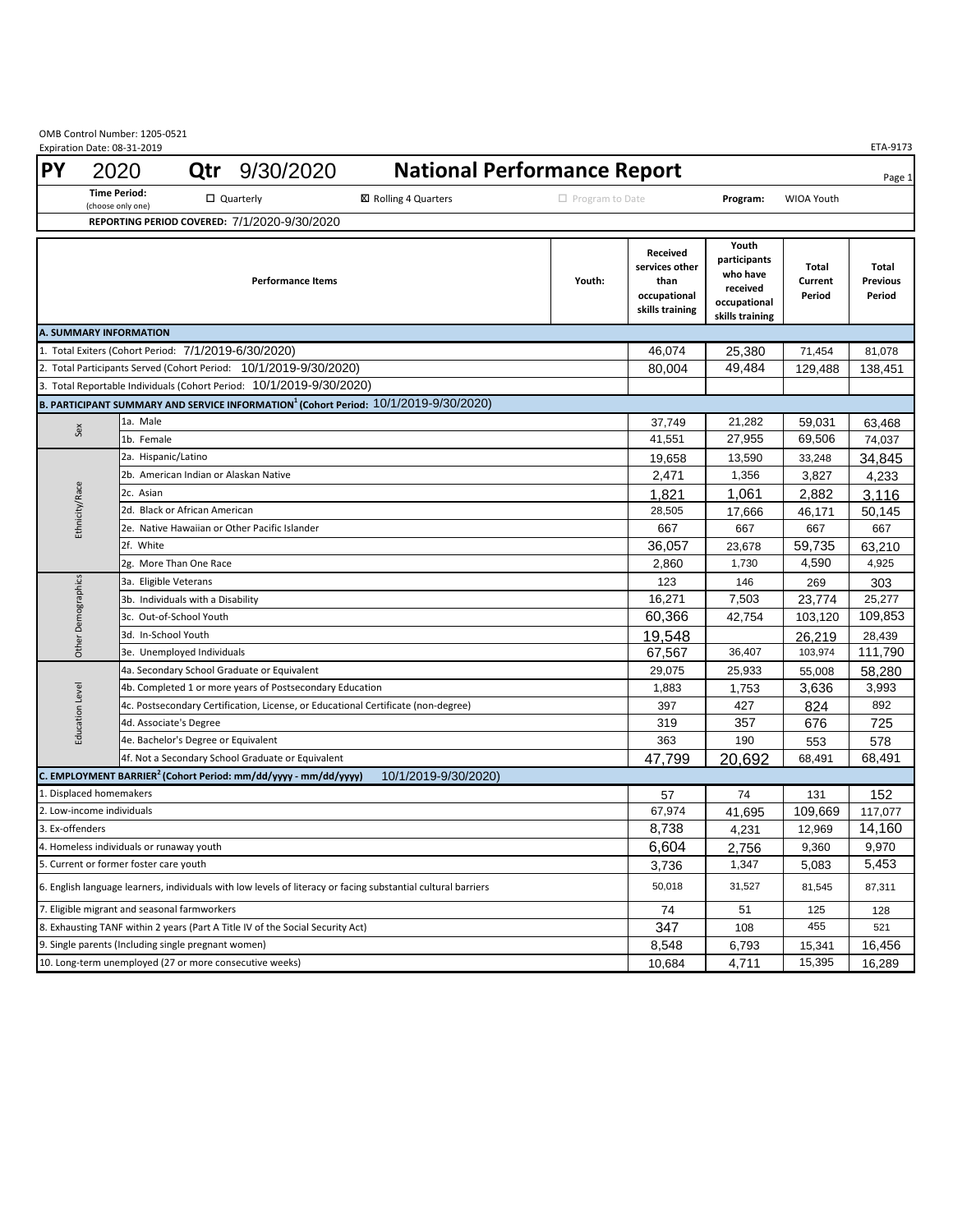OMB Control Number: 1205-0521
Expiration Date: 08-31-2019

ETA-9173

# PY 2020 Qtr 9/30/2020 National Performance Report

| Time Period: (choose only one) | ☐ Quarterly | ☒ Rolling 4 Quarters | ☐ Program to Date | Program: | WIOA Youth |
|---|---|---|---|---|---|

**REPORTING PERIOD COVERED:** 7/1/2020-9/30/2020

| | Performance Items | Youth: | Received services other than occupational skills training | Youth participants who have received occupational skills training | Total Current Period | Total Previous Period |
|---|---|---|---|---|---|---|
| **A. SUMMARY INFORMATION** | | | | | | |
| 1. Total Exiters (Cohort Period: 7/1/2019-6/30/2020) | | | 46,074 | 25,380 | 71,454 | 81,078 |
| 2. Total Participants Served (Cohort Period: 10/1/2019-9/30/2020) | | | 80,004 | 49,484 | 129,488 | 138,451 |
| 3. Total Reportable Individuals (Cohort Period: 10/1/2019-9/30/2020) | | | | | | |
| **B. PARTICIPANT SUMMARY AND SERVICE INFORMATION[1] (Cohort Period: 10/1/2019-9/30/2020)** | | | | | | |
| Sex | 1a. Male | | 37,749 | 21,282 | 59,031 | 63,468 |
| | 1b. Female | | 41,551 | 27,955 | 69,506 | 74,037 |
| Ethnicity/Race | 2a. Hispanic/Latino | | 19,658 | 13,590 | 33,248 | 34,845 |
| | 2b. American Indian or Alaskan Native | | 2,471 | 1,356 | 3,827 | 4,233 |
| | 2c. Asian | | 1,821 | 1,061 | 2,882 | 3,116 |
| | 2d. Black or African American | | 28,505 | 17,666 | 46,171 | 50,145 |
| | 2e. Native Hawaiian or Other Pacific Islander | | 667 | 667 | 667 | 667 |
| | 2f. White | | 36,057 | 23,678 | 59,735 | 63,210 |
| | 2g. More Than One Race | | 2,860 | 1,730 | 4,590 | 4,925 |
| Other Demographics | 3a. Eligible Veterans | | 123 | 146 | 269 | 303 |
| | 3b. Individuals with a Disability | | 16,271 | 7,503 | 23,774 | 25,277 |
| | 3c. Out-of-School Youth | | 60,366 | 42,754 | 103,120 | 109,853 |
| | 3d. In-School Youth | | 19,548 | | 26,219 | 28,439 |
| | 3e. Unemployed Individuals | | 67,567 | 36,407 | 103,974 | 111,790 |
| Education Level | 4a. Secondary School Graduate or Equivalent | | 29,075 | 25,933 | 55,008 | 58,280 |
| | 4b. Completed 1 or more years of Postsecondary Education | | 1,883 | 1,753 | 3,636 | 3,993 |
| | 4c. Postsecondary Certification, License, or Educational Certificate (non-degree) | | 397 | 427 | 824 | 892 |
| | 4d. Associate's Degree | | 319 | 357 | 676 | 725 |
| | 4e. Bachelor's Degree or Equivalent | | 363 | 190 | 553 | 578 |
| | 4f. Not a Secondary School Graduate or Equivalent | | 47,799 | 20,692 | 68,491 | 68,491 |
| **C. EMPLOYMENT BARRIER[2] (Cohort Period: mm/dd/yyyy - mm/dd/yyyy) 10/1/2019-9/30/2020)** | | | | | | |
| 1. Displaced homemakers | | | 57 | 74 | 131 | 152 |
| 2. Low-income individuals | | | 67,974 | 41,695 | 109,669 | 117,077 |
| 3. Ex-offenders | | | 8,738 | 4,231 | 12,969 | 14,160 |
| 4. Homeless individuals or runaway youth | | | 6,604 | 2,756 | 9,360 | 9,970 |
| 5. Current or former foster care youth | | | 3,736 | 1,347 | 5,083 | 5,453 |
| 6. English language learners, individuals with low levels of literacy or facing substantial cultural barriers | | | 50,018 | 31,527 | 81,545 | 87,311 |
| 7. Eligible migrant and seasonal farmworkers | | | 74 | 51 | 125 | 128 |
| 8. Exhausting TANF within 2 years (Part A Title IV of the Social Security Act) | | | 347 | 108 | 455 | 521 |
| 9. Single parents (Including single pregnant women) | | | 8,548 | 6,793 | 15,341 | 16,456 |
| 10. Long-term unemployed (27 or more consecutive weeks) | | | 10,684 | 4,711 | 15,395 | 16,289 |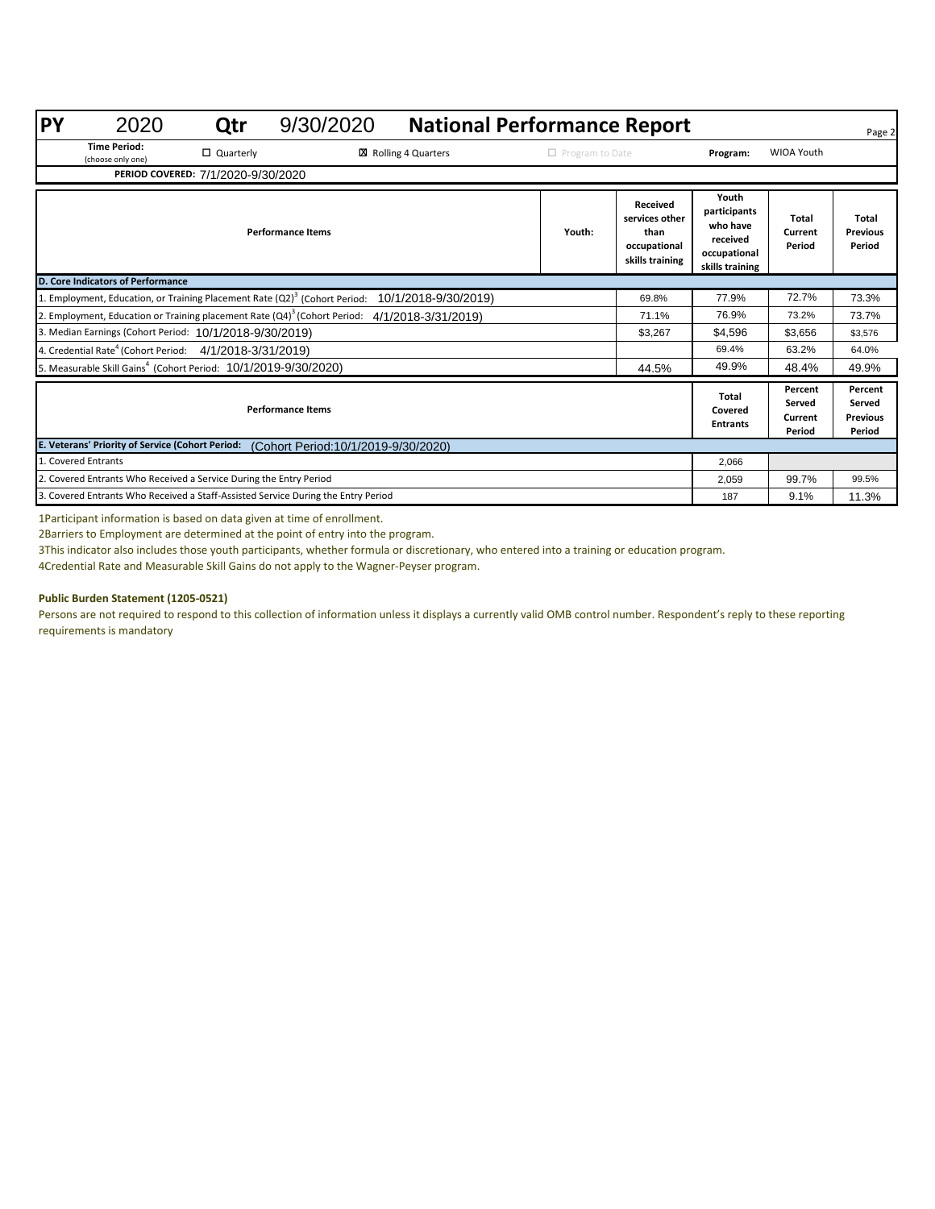| PY | 2020 | Qtr | 9/30/2020 | National Performance Report |
|---|---|---|---|---|
| Time Period: (choose only one) | ☐ Quarterly | ☒ Rolling 4 Quarters | ☐ Program to Date | Program: WIOA Youth |
| PERIOD COVERED: 7/1/2020-9/30/2020 | | | | |

| Performance Items | Youth: | Received services other than occupational skills training | Youth participants who have received occupational skills training | Total Current Period | Total Previous Period |
|---|---|---|---|---|---|
| **D. Core Indicators of Performance** | | | | | |
| 1. Employment, Education, or Training Placement Rate (Q2)[3] (Cohort Period: 10/1/2018-9/30/2019) | | 69.8% | 77.9% | 72.7% | 73.3% |
| 2. Employment, Education or Training placement Rate (Q4)[3] (Cohort Period: 4/1/2018-3/31/2019) | | 71.1% | 76.9% | 73.2% | 73.7% |
| 3. Median Earnings (Cohort Period: 10/1/2018-9/30/2019) | | $3,267 | $4,596 | $3,656 | $3,576 |
| 4. Credential Rate[4] (Cohort Period: 4/1/2018-3/31/2019) | | | 69.4% | 63.2% | 64.0% |
| 5. Measurable Skill Gains[4] (Cohort Period: 10/1/2019-9/30/2020) | | 44.5% | 49.9% | 48.4% | 49.9% |

| Performance Items | Total Covered Entrants | Percent Served Current Period | Percent Served Previous Period |
|---|---|---|---|
| **E. Veterans' Priority of Service (Cohort Period:** (Cohort Period:10/1/2019-9/30/2020) | | | |
| 1. Covered Entrants | 2,066 | | |
| 2. Covered Entrants Who Received a Service During the Entry Period | 2,059 | 99.7% | 99.5% |
| 3. Covered Entrants Who Received a Staff-Assisted Service During the Entry Period | 187 | 9.1% | 11.3% |

1Participant information is based on data given at time of enrollment.

2Barriers to Employment are determined at the point of entry into the program.

3This indicator also includes those youth participants, whether formula or discretionary, who entered into a training or education program.

4Credential Rate and Measurable Skill Gains do not apply to the Wagner-Peyser program.

**Public Burden Statement (1205-0521)**

Persons are not required to respond to this collection of information unless it displays a currently valid OMB control number. Respondent's reply to these reporting requirements is mandatory